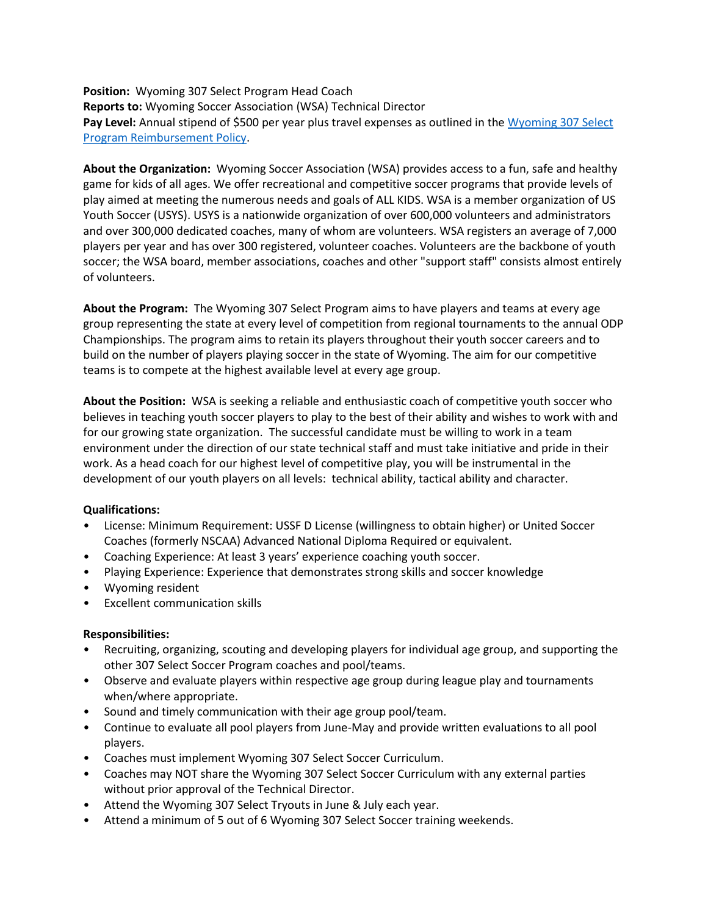**Position:** Wyoming 307 Select Program Head Coach
**Reports to:** Wyoming Soccer Association (WSA) Technical Director
**Pay Level:** Annual stipend of $500 per year plus travel expenses as outlined in the [Wyoming 307 Select Program Reimbursement Policy](#).

**About the Organization:** Wyoming Soccer Association (WSA) provides access to a fun, safe and healthy game for kids of all ages. We offer recreational and competitive soccer programs that provide levels of play aimed at meeting the numerous needs and goals of ALL KIDS. WSA is a member organization of US Youth Soccer (USYS). USYS is a nationwide organization of over 600,000 volunteers and administrators and over 300,000 dedicated coaches, many of whom are volunteers. WSA registers an average of 7,000 players per year and has over 300 registered, volunteer coaches. Volunteers are the backbone of youth soccer; the WSA board, member associations, coaches and other "support staff" consists almost entirely of volunteers.

**About the Program:** The Wyoming 307 Select Program aims to have players and teams at every age group representing the state at every level of competition from regional tournaments to the annual ODP Championships. The program aims to retain its players throughout their youth soccer careers and to build on the number of players playing soccer in the state of Wyoming. The aim for our competitive teams is to compete at the highest available level at every age group.

**About the Position:** WSA is seeking a reliable and enthusiastic coach of competitive youth soccer who believes in teaching youth soccer players to play to the best of their ability and wishes to work with and for our growing state organization. The successful candidate must be willing to work in a team environment under the direction of our state technical staff and must take initiative and pride in their work. As a head coach for our highest level of competitive play, you will be instrumental in the development of our youth players on all levels: technical ability, tactical ability and character.

**Qualifications:**

- License: Minimum Requirement: USSF D License (willingness to obtain higher) or United Soccer Coaches (formerly NSCAA) Advanced National Diploma Required or equivalent.
- Coaching Experience: At least 3 years' experience coaching youth soccer.
- Playing Experience: Experience that demonstrates strong skills and soccer knowledge
- Wyoming resident
- Excellent communication skills

**Responsibilities:**

- Recruiting, organizing, scouting and developing players for individual age group, and supporting the other 307 Select Soccer Program coaches and pool/teams.
- Observe and evaluate players within respective age group during league play and tournaments when/where appropriate.
- Sound and timely communication with their age group pool/team.
- Continue to evaluate all pool players from June-May and provide written evaluations to all pool players.
- Coaches must implement Wyoming 307 Select Soccer Curriculum.
- Coaches may NOT share the Wyoming 307 Select Soccer Curriculum with any external parties without prior approval of the Technical Director.
- Attend the Wyoming 307 Select Tryouts in June & July each year.
- Attend a minimum of 5 out of 6 Wyoming 307 Select Soccer training weekends.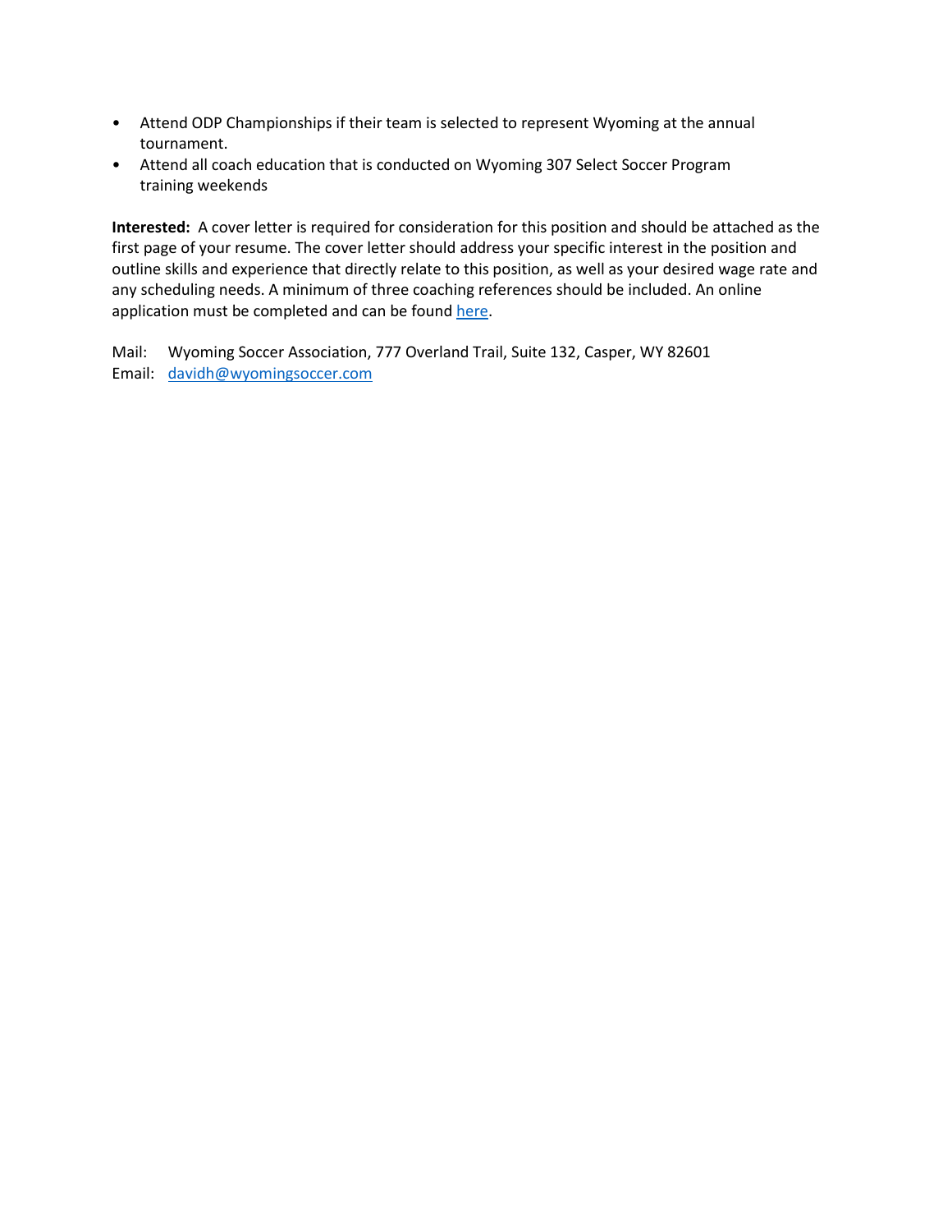- Attend ODP Championships if their team is selected to represent Wyoming at the annual tournament.
- Attend all coach education that is conducted on Wyoming 307 Select Soccer Program training weekends

**Interested:** A cover letter is required for consideration for this position and should be attached as the first page of your resume. The cover letter should address your specific interest in the position and outline skills and experience that directly relate to this position, as well as your desired wage rate and any scheduling needs. A minimum of three coaching references should be included. An online application must be completed and can be found here.

Mail: Wyoming Soccer Association, 777 Overland Trail, Suite 132, Casper, WY 82601
Email: davidh@wyomingsoccer.com